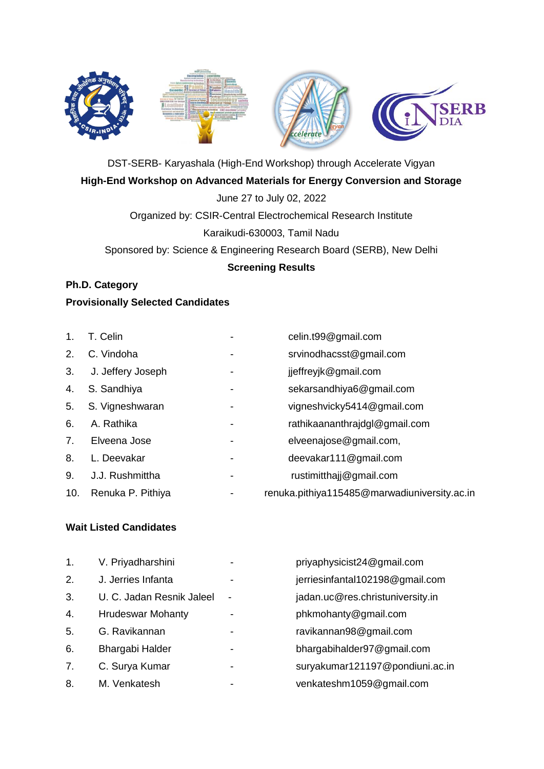DST-SERB- Karyashala (High-End Workshop) through Accelerate Vigyan

**High-End Workshop on Advanced Materials for Energy Conversion and Storage**

June 27 to July 02, 2022

Organized by: CSIR-Central Electrochemical Research Institute

Karaikudi-630003, Tamil Nadu

Sponsored by: Science & Engineering Research Board (SERB), New Delhi

**Screening Results**

**Ph.D. Category**

**Provisionally Selected Candidates**

1. T. Celin - celin.t99@gmail.com
2. C. Vindoha - srvinodhacsst@gmail.com
3. J. Jeffery Joseph - jjeffreyjk@gmail.com
4. S. Sandhiya - sekarsandhiya6@gmail.com
5. S. Vigneshwaran - vigneshvicky5414@gmail.com
6. A. Rathika - rathikaananthrajdgl@gmail.com
7. Elveena Jose - elveenajose@gmail.com,
8. L. Deevakar - deevakar111@gmail.com
9. J.J. Rushmittha - rustimitthajj@gmail.com
10. Renuka P. Pithiya - renuka.pithiya115485@marwadiuniversity.ac.in

**Wait Listed Candidates**

1. V. Priyadharshini - priyaphysicist24@gmail.com
2. J. Jerries Infanta - jerriesinfantal102198@gmail.com
3. U. C. Jadan Resnik Jaleel - jadan.uc@res.christuniversity.in
4. Hrudeswar Mohanty - phkmohanty@gmail.com
5. G. Ravikannan - ravikannan98@gmail.com
6. Bhargabi Halder - bhargabihalder97@gmail.com
7. C. Surya Kumar - suryakumar121197@pondiuni.ac.in
8. M. Venkatesh - venkateshm1059@gmail.com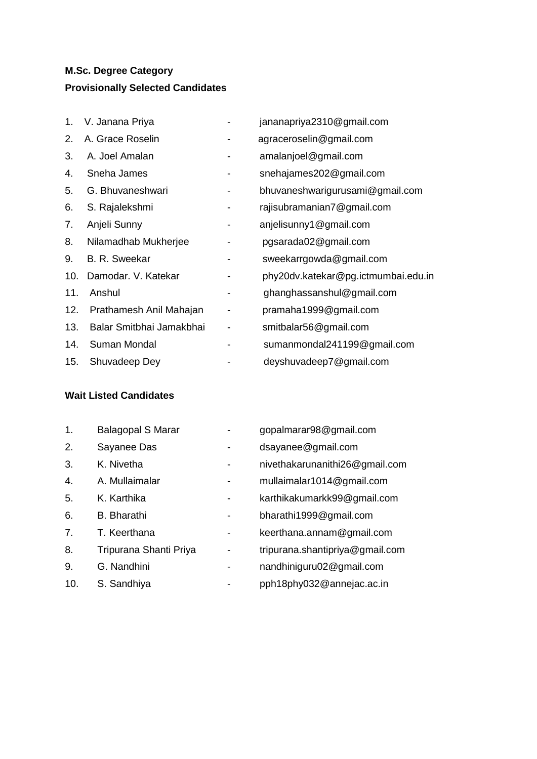**M.Sc. Degree Category**

**Provisionally Selected Candidates**

1. V. Janana Priya - jananapriya2310@gmail.com
2. A. Grace Roselin - agraceroselin@gmail.com
3. A. Joel Amalan - amalanjoel@gmail.com
4. Sneha James - snehajames202@gmail.com
5. G. Bhuvaneshwari - bhuvaneshwarigurusami@gmail.com
6. S. Rajalekshmi - rajisubramanian7@gmail.com
7. Anjeli Sunny - anjelisunny1@gmail.com
8. Nilamadhab Mukherjee - pgsarada02@gmail.com
9. B. R. Sweekar - sweekarrgowda@gmail.com
10. Damodar. V. Katekar - phy20dv.katekar@pg.ictmumbai.edu.in
11. Anshul - ghanghassanshul@gmail.com
12. Prathamesh Anil Mahajan - pramaha1999@gmail.com
13. Balar Smitbhai Jamakbhai - smitbalar56@gmail.com
14. Suman Mondal - sumanmondal241199@gmail.com
15. Shuvadeep Dey - deyshuvadeep7@gmail.com

**Wait Listed Candidates**

1. Balagopal S Marar - gopalmarar98@gmail.com
2. Sayanee Das - dsayanee@gmail.com
3. K. Nivetha - nivethakarunanithi26@gmail.com
4. A. Mullaimalar - mullaimalar1014@gmail.com
5. K. Karthika - karthikakumarkk99@gmail.com
6. B. Bharathi - bharathi1999@gmail.com
7. T. Keerthana - keerthana.annam@gmail.com
8. Tripurana Shanti Priya - tripurana.shantipriya@gmail.com
9. G. Nandhini - nandhiniguru02@gmail.com
10. S. Sandhiya - pph18phy032@annejac.ac.in